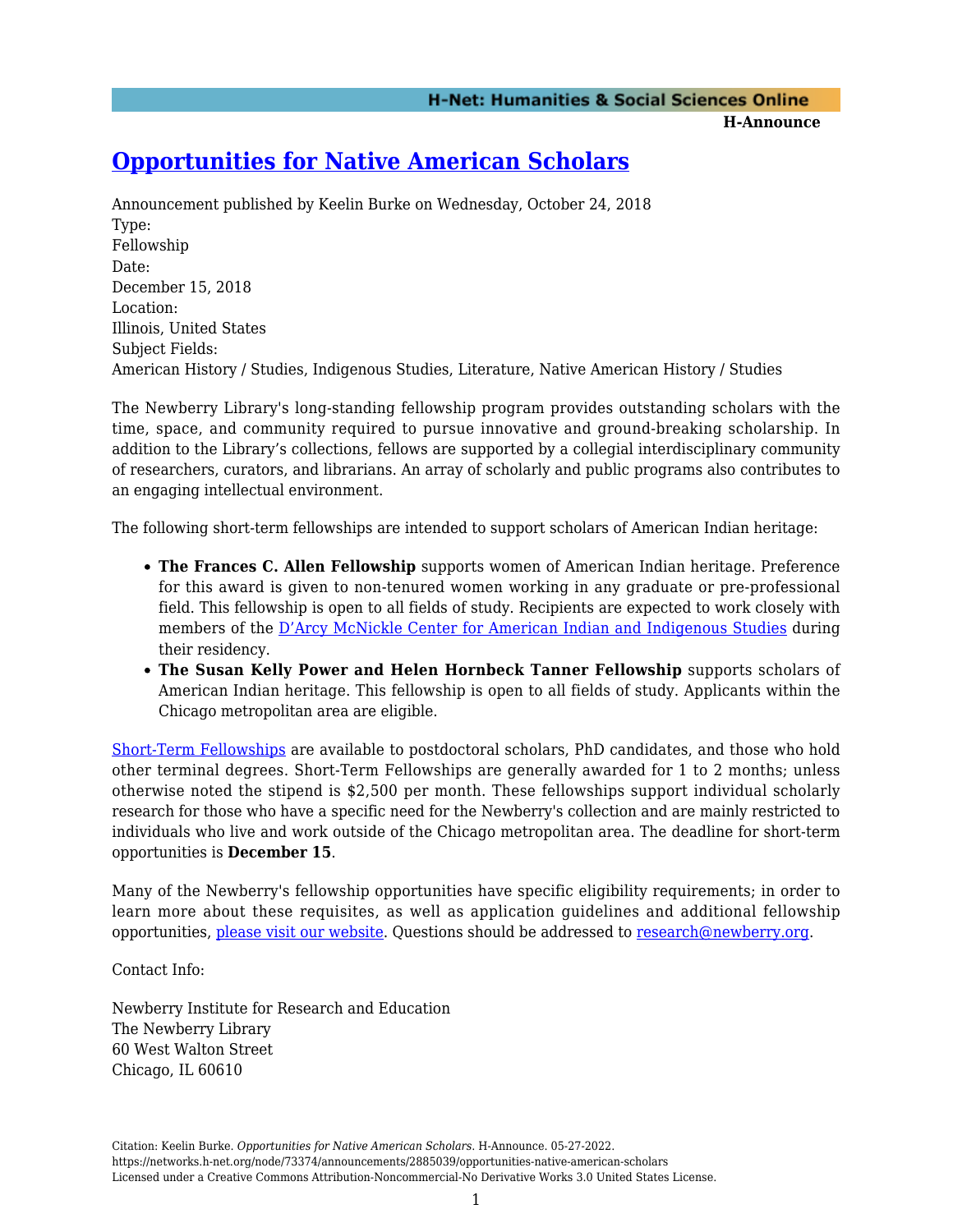# Opportunities for Native American Scholars

Announcement published by Keelin Burke on Wednesday, October 24, 2018

Type:
Fellowship

Date:
December 15, 2018

Location:
Illinois, United States

Subject Fields:
American History / Studies, Indigenous Studies, Literature, Native American History / Studies

The Newberry Library's long-standing fellowship program provides outstanding scholars with the time, space, and community required to pursue innovative and ground-breaking scholarship. In addition to the Library's collections, fellows are supported by a collegial interdisciplinary community of researchers, curators, and librarians. An array of scholarly and public programs also contributes to an engaging intellectual environment.

The following short-term fellowships are intended to support scholars of American Indian heritage:

- **The Frances C. Allen Fellowship** supports women of American Indian heritage. Preference for this award is given to non-tenured women working in any graduate or pre-professional field. This fellowship is open to all fields of study. Recipients are expected to work closely with members of the D'Arcy McNickle Center for American Indian and Indigenous Studies during their residency.
- **The Susan Kelly Power and Helen Hornbeck Tanner Fellowship** supports scholars of American Indian heritage. This fellowship is open to all fields of study. Applicants within the Chicago metropolitan area are eligible.

Short-Term Fellowships are available to postdoctoral scholars, PhD candidates, and those who hold other terminal degrees. Short-Term Fellowships are generally awarded for 1 to 2 months; unless otherwise noted the stipend is $2,500 per month. These fellowships support individual scholarly research for those who have a specific need for the Newberry's collection and are mainly restricted to individuals who live and work outside of the Chicago metropolitan area. The deadline for short-term opportunities is **December 15**.

Many of the Newberry's fellowship opportunities have specific eligibility requirements; in order to learn more about these requisites, as well as application guidelines and additional fellowship opportunities, please visit our website. Questions should be addressed to research@newberry.org.

Contact Info:

Newberry Institute for Research and Education
The Newberry Library
60 West Walton Street
Chicago, IL 60610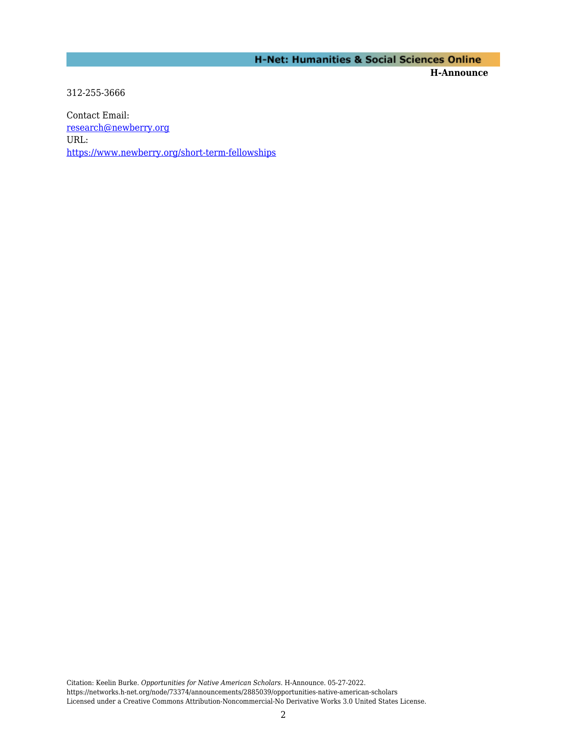312-255-3666

Contact Email:
research@newberry.org
URL:
https://www.newberry.org/short-term-fellowships